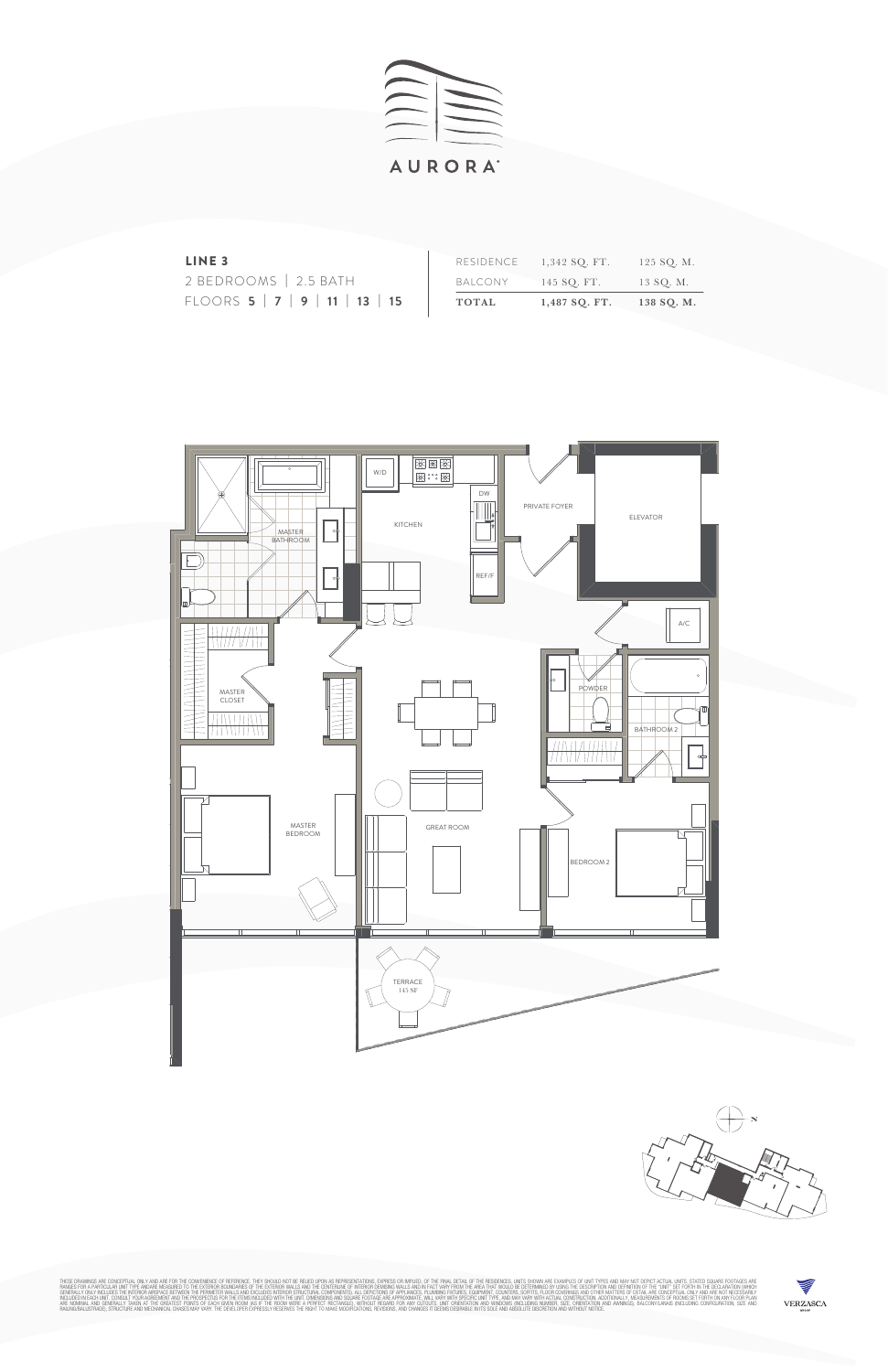# AURORA

**LINE 3**
2 BEDROOMS | 2.5 BATH
FLOORS **5** | **7** | **9** | **11** | **13** | **15**

| | | |
|---|---|---|
| RESIDENCE | 1,342 SQ. FT. | 125 SQ. M. |
| BALCONY | 145 SQ. FT. | 13 SQ. M. |
| **TOTAL** | **1,487 SQ. FT.** | **138 SQ. M.** |

MASTER BATHROOM
W/D
KITCHEN
DW
REF/F
PRIVATE FOYER
ELEVATOR
A/C
MASTER CLOSET
POWDER
BATHROOM 2
MASTER BEDROOM
GREAT ROOM
BEDROOM 2
TERRACE 145 SF

N

THESE DRAWINGS ARE CONCEPTUAL ONLY AND ARE FOR THE CONVENIENCE OF REFERENCE. THEY SHOULD NOT BE RELIED UPON AS REPRESENTATIONS, EXPRESS OR IMPLIED, OF THE FINAL DETAIL OF THE RESIDENCES. UNITS SHOWN ARE EXAMPLES OF UNIT TYPES AND MAY NOT DEPICT ACTUAL UNITS. STATED SQUARE FOOTAGES ARE RANGES FOR A PARTICULAR UNIT TYPE AND/ARE MEASURED TO THE EXTERIOR BOUNDARIES OF THE EXTERIOR WALLS AND THE CENTERLINE OF INTERIOR DEMISING WALLS AND IN FACT VARY FROM THE AREA THAT WOULD BE DETERMINED BY USING THE DESCRIPTION AND DEFINITION OF THE "UNIT" SET FORTH IN THE DECLARATION (WHICH GENERALLY ONLY INCLUDES THE INTERIOR AIRSPACE BETWEEN THE PERIMETER WALLS AND EXCLUDES INTERIOR STRUCTURAL COMPONENTS). ALL DEPICTIONS OF APPLIANCES, PLUMBING FIXTURES, EQUIPMENT, COUNTERS, SOFFITS, FLOOR COVERINGS AND OTHER MATTERS OF DETAIL ARE CONCEPTUAL ONLY AND ARE NOT NECESSARILY INCLUDED IN EACH UNIT. CONSULT YOUR AGREEMENT AND THE PROSPECTUS FOR THE ITEMS INCLUDED WITH THE UNIT. DIMENSIONS AND SQUARE FOOTAGE ARE APPROXIMATE, WILL VARY WITH SPECIFIC UNIT TYPE, AND MAY VARY WITH ACTUAL CONSTRUCTION. ADDITIONALLY, MEASUREMENTS OF ROOMS SET FORTH ON ANY FLOOR PLAN ARE NOMINAL AND GENERALLY TAKEN AT THE GREATEST POINTS OF EACH GIVEN ROOM (AS IF THE ROOM WERE A PERFECT RECTANGLE), WITHOUT REGARD FOR ANY CUTOUTS. UNIT ORIENTATION AND WINDOWS (INCLUDING NUMBER, SIZE, ORIENTATION AND AWNINGS), BALCONY/LANAIS (INCLUDING CONFIGURATION, SIZE AND RAILING/BALUSTRADE), STRUCTURE AND MECHANICAL CHASES MAY VARY. THE DEVELOPER EXPRESSLY RESERVES THE RIGHT TO MAKE MODIFICATIONS, REVISIONS, AND CHANGES IT DEEMS DESIRABLE IN ITS SOLE AND ABSOLUTE DISCRETION AND WITHOUT NOTICE.

VERZASCA GROUP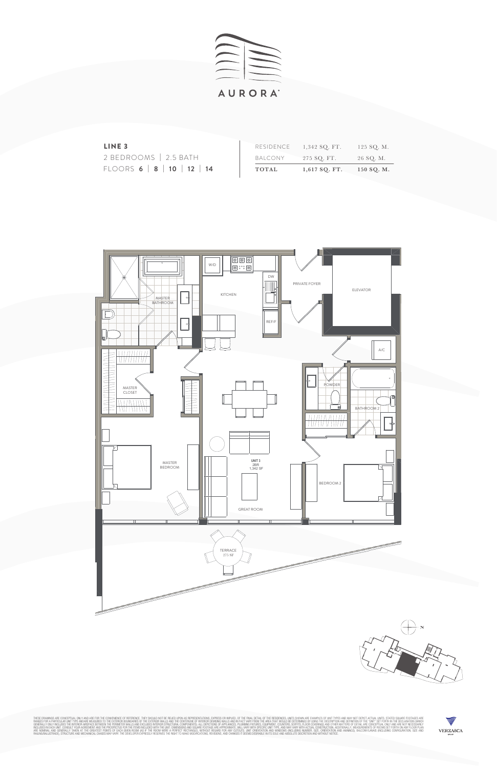# AURORA

**LINE 3**

2 BEDROOMS | 2.5 BATH

FLOORS **6** | **8** | **10** | **12** | **14**

| | | |
|---|---|---|
| RESIDENCE | 1,342 SQ. FT. | 125 SQ. M. |
| BALCONY | 275 SQ. FT. | 26 SQ. M. |
| **TOTAL** | **1,617 SQ. FT.** | **150 SQ. M.** |

W/D

KITCHEN

DW

REF/F

PRIVATE FOYER

ELEVATOR

MASTER BATHROOM

A/C

MASTER CLOSET

POWDER

BATHROOM 2

MASTER BEDROOM

UNIT 3
2BR
1,342 SF

BEDROOM 2

GREAT ROOM

TERRACE
275 SF

N

THESE DRAWINGS ARE CONCEPTUAL ONLY AND ARE FOR THE CONVENIENCE OF REFERENCE. THEY SHOULD NOT BE RELIED UPON AS REPRESENTATIONS, EXPRESS OR IMPLIED, OF THE FINAL DETAIL OF THE RESIDENCES. UNITS SHOWN ARE EXAMPLES OF UNIT TYPES AND MAY NOT DEPICT ACTUAL UNITS. STATED SQUARE FOOTAGES ARE RANGES FOR A PARTICULAR UNIT TYPE AND ARE MEASURED TO THE EXTERIOR BOUNDARIES OF THE EXTERIOR WALLS AND THE CENTERLINE OF INTERIOR DEMISING WALLS AND IN FACT VARY FROM THE AREA THAT WOULD BE DETERMINED BY USING THE DESCRIPTION AND DEFINITION OF THE "UNIT" SET FORTH IN THE DECLARATION (WHICH GENERALLY ONLY INCLUDES THE INTERIOR AIRSPACE BETWEEN THE PERIMETER WALLS AND EXCLUDES INTERIOR STRUCTURAL COMPONENTS). ALL DEPICTIONS OF APPLIANCES, PLUMBING FIXTURES, EQUIPMENT, COUNTERS, SOFFITS, FLOOR COVERINGS AND OTHER MATTERS OF DETAIL ARE CONCEPTUAL ONLY AND ARE NOT NECESSARILY INCLUDED IN EACH UNIT. CONSULT YOUR AGREEMENT AND THE PROSPECTUS FOR THE ITEMS INCLUDED WITH THE UNIT. DIMENSIONS AND SQUARE FOOTAGE ARE APPROXIMATE, WILL VARY WITH SPECIFIC UNIT TYPE, AND MAY VARY WITH ACTUAL CONSTRUCTION. ADDITIONALLY, MEASUREMENTS OF ROOMS SET FORTH ON ANY FLOOR PLAN ARE NOMINAL AND GENERALLY TAKEN AT THE GREATEST POINTS OF EACH GIVEN ROOM (AS IF THE ROOM WERE A PERFECT RECTANGLE), WITHOUT REGARD FOR ANY CUTOUTS. UNIT ORIENTATION AND WINDOWS (INCLUDING NUMBER, SIZE, ORIENTATION AND AWNINGS), BALCONY/LANAIS (INCLUDING CONFIGURATION, SIZE AND RAILING/BALUSTRADE), STRUCTURE AND MECHANICAL CHASES MAY VARY. THE DEVELOPER EXPRESSLY RESERVES THE RIGHT TO MAKE MODIFICATIONS, REVISIONS, AND CHANGES IT DEEMS DESIRABLE IN ITS SOLE AND ABSOLUTE DISCRETION AND WITHOUT NOTICE.

VERZASCA GROUP